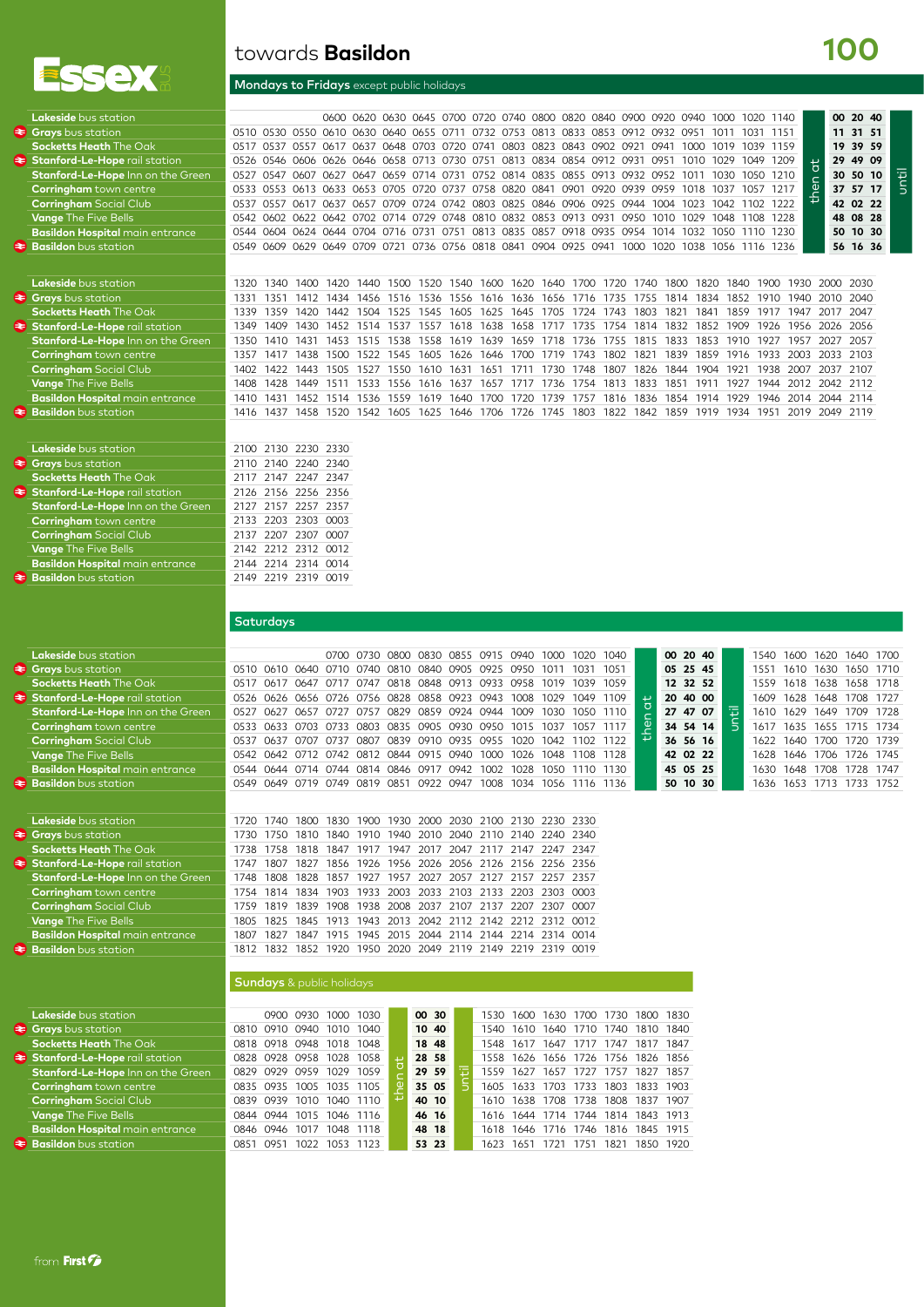# towards **Basildon** — 100

Essex

## Mondays to Fridays except public holidays

| Stop | | | | | | | | | | | | | | | | | | | | | | | | |
|---|---|---|---|---|---|---|---|---|---|---|---|---|---|---|---|---|---|---|---|---|---|---|---|---|
| Lakeside bus station | | | 0600 | 0620 | 0630 | 0645 | 0700 | 0720 | 0740 | 0800 | 0820 | 0840 | 0900 | 0920 | 0940 | 1000 | 1020 | 1140 | then at | 00 | 20 | 40 | until |
| Grays bus station | 0510 | 0530 | 0550 | 0610 | 0630 | 0640 | 0655 | 0711 | 0732 | 0753 | 0813 | 0833 | 0853 | 0912 | 0932 | 0951 | 1011 | 1031 | 1151 | | 11 | 31 | 51 | |
| Socketts Heath The Oak | 0517 | 0537 | 0557 | 0617 | 0637 | 0648 | 0703 | 0720 | 0741 | 0803 | 0823 | 0843 | 0902 | 0921 | 0941 | 1000 | 1020 | 1039 | 1159 | | 19 | 39 | 59 | |
| Stanford-Le-Hope rail station | 0526 | 0546 | 0606 | 0626 | 0646 | 0658 | 0713 | 0730 | 0751 | 0813 | 0834 | 0854 | 0912 | 0931 | 0951 | 1010 | 1029 | 1049 | 1209 | | 29 | 49 | 09 | |
| Stanford-Le-Hope Inn on the Green | 0527 | 0547 | 0607 | 0627 | 0647 | 0659 | 0714 | 0731 | 0752 | 0814 | 0835 | 0855 | 0913 | 0932 | 0952 | 1011 | 1030 | 1050 | 1210 | | 30 | 50 | 10 | |
| Corringham town centre | 0533 | 0553 | 0613 | 0633 | 0653 | 0705 | 0720 | 0737 | 0758 | 0820 | 0841 | 0901 | 0920 | 0939 | 0959 | 1018 | 1037 | 1057 | 1217 | | 37 | 57 | 17 | |
| Corringham Social Club | 0537 | 0557 | 0617 | 0637 | 0657 | 0709 | 0724 | 0742 | 0803 | 0825 | 0846 | 0906 | 0925 | 0944 | 1004 | 1023 | 1042 | 1102 | 1222 | | 42 | 02 | 22 | |
| Vange The Five Bells | 0542 | 0602 | 0622 | 0642 | 0702 | 0714 | 0729 | 0748 | 0810 | 0832 | 0853 | 0913 | 0931 | 0950 | 1010 | 1029 | 1048 | 1108 | 1228 | | 48 | 08 | 28 | |
| Basildon Hospital main entrance | 0544 | 0604 | 0624 | 0644 | 0704 | 0716 | 0731 | 0751 | 0813 | 0835 | 0857 | 0918 | 0935 | 0954 | 1014 | 1032 | 1050 | 1110 | 1230 | | 50 | 10 | 30 | |
| Basildon bus station | 0549 | 0609 | 0629 | 0649 | 0709 | 0721 | 0736 | 0756 | 0818 | 0841 | 0904 | 0925 | 0941 | 1000 | 1020 | 1038 | 1056 | 1116 | 1236 | | 56 | 16 | 36 | |

| Stop | | | | | | | | | | | | | | | | | | | | | | | |
|---|---|---|---|---|---|---|---|---|---|---|---|---|---|---|---|---|---|---|---|---|---|---|---|
| Lakeside bus station | 1320 | 1340 | 1400 | 1420 | 1440 | 1500 | 1520 | 1540 | 1600 | 1620 | 1640 | 1700 | 1720 | 1740 | 1800 | 1820 | 1840 | 1900 | 1930 | 2000 | 2030 |
| Grays bus station | 1331 | 1351 | 1412 | 1434 | 1456 | 1516 | 1536 | 1556 | 1616 | 1636 | 1656 | 1716 | 1735 | 1755 | 1814 | 1834 | 1852 | 1910 | 1940 | 2010 | 2040 |
| Socketts Heath The Oak | 1339 | 1359 | 1420 | 1442 | 1504 | 1525 | 1545 | 1605 | 1625 | 1645 | 1705 | 1724 | 1743 | 1803 | 1821 | 1841 | 1859 | 1917 | 1947 | 2017 | 2047 |
| Stanford-Le-Hope rail station | 1349 | 1409 | 1430 | 1452 | 1514 | 1537 | 1557 | 1618 | 1638 | 1658 | 1717 | 1735 | 1754 | 1814 | 1832 | 1852 | 1909 | 1926 | 1956 | 2026 | 2056 |
| Stanford-Le-Hope Inn on the Green | 1350 | 1410 | 1431 | 1453 | 1515 | 1538 | 1558 | 1619 | 1639 | 1659 | 1718 | 1736 | 1755 | 1815 | 1833 | 1853 | 1910 | 1927 | 1957 | 2027 | 2057 |
| Corringham town centre | 1357 | 1417 | 1438 | 1500 | 1522 | 1545 | 1605 | 1626 | 1646 | 1700 | 1719 | 1743 | 1802 | 1821 | 1839 | 1859 | 1916 | 1933 | 2003 | 2033 | 2103 |
| Corringham Social Club | 1402 | 1422 | 1443 | 1505 | 1527 | 1550 | 1610 | 1631 | 1651 | 1711 | 1730 | 1748 | 1807 | 1826 | 1844 | 1904 | 1921 | 1938 | 2007 | 2037 | 2107 |
| Vange The Five Bells | 1408 | 1428 | 1449 | 1511 | 1533 | 1556 | 1616 | 1637 | 1657 | 1717 | 1736 | 1754 | 1813 | 1833 | 1851 | 1911 | 1927 | 1944 | 2012 | 2042 | 2112 |
| Basildon Hospital main entrance | 1410 | 1431 | 1452 | 1514 | 1536 | 1559 | 1619 | 1640 | 1700 | 1720 | 1739 | 1757 | 1816 | 1836 | 1854 | 1914 | 1929 | 1946 | 2014 | 2044 | 2114 |
| Basildon bus station | 1416 | 1437 | 1458 | 1520 | 1542 | 1605 | 1625 | 1646 | 1706 | 1726 | 1745 | 1803 | 1822 | 1842 | 1859 | 1919 | 1934 | 1951 | 2019 | 2049 | 2119 |

| Stop | | | | |
|---|---|---|---|---|
| Lakeside bus station | 2100 | 2130 | 2230 | 2330 |
| Grays bus station | 2110 | 2140 | 2240 | 2340 |
| Socketts Heath The Oak | 2117 | 2147 | 2247 | 2347 |
| Stanford-Le-Hope rail station | 2126 | 2156 | 2256 | 2356 |
| Stanford-Le-Hope Inn on the Green | 2127 | 2157 | 2257 | 2357 |
| Corringham town centre | 2133 | 2203 | 2303 | 0003 |
| Corringham Social Club | 2137 | 2207 | 2307 | 0007 |
| Vange The Five Bells | 2142 | 2212 | 2312 | 0012 |
| Basildon Hospital main entrance | 2144 | 2214 | 2314 | 0014 |
| Basildon bus station | 2149 | 2219 | 2319 | 0019 |

## Saturdays

| Stop | | | | | | | | | | | | | | | | | | | | | | |
|---|---|---|---|---|---|---|---|---|---|---|---|---|---|---|---|---|---|---|---|---|---|---|
| Lakeside bus station | | | | 0700 | 0730 | 0800 | 0830 | 0855 | 0915 | 0940 | 1000 | 1020 | 1040 | then at | 00 | 20 | 40 | until | 1540 | 1600 | 1620 | 1640 | 1700 |
| Grays bus station | 0510 | 0610 | 0640 | 0710 | 0740 | 0810 | 0840 | 0905 | 0925 | 0950 | 1011 | 1031 | 1051 | | 05 | 25 | 45 | | 1551 | 1610 | 1630 | 1650 | 1710 |
| Socketts Heath The Oak | 0517 | 0617 | 0647 | 0717 | 0747 | 0818 | 0848 | 0913 | 0933 | 0958 | 1019 | 1039 | 1059 | | 12 | 32 | 52 | | 1559 | 1618 | 1638 | 1658 | 1718 |
| Stanford-Le-Hope rail station | 0526 | 0626 | 0656 | 0726 | 0756 | 0828 | 0858 | 0923 | 0943 | 1008 | 1029 | 1049 | 1109 | | 20 | 40 | 00 | | 1609 | 1628 | 1648 | 1708 | 1727 |
| Stanford-Le-Hope Inn on the Green | 0527 | 0627 | 0657 | 0727 | 0757 | 0829 | 0859 | 0924 | 0944 | 1009 | 1030 | 1050 | 1110 | | 27 | 47 | 07 | | 1610 | 1629 | 1649 | 1709 | 1728 |
| Corringham town centre | 0533 | 0633 | 0703 | 0733 | 0803 | 0835 | 0905 | 0930 | 0950 | 1015 | 1037 | 1057 | 1117 | | 34 | 54 | 14 | | 1617 | 1635 | 1655 | 1715 | 1734 |
| Corringham Social Club | 0537 | 0637 | 0707 | 0737 | 0807 | 0840 | 0910 | 0935 | 0955 | 1020 | 1042 | 1102 | 1122 | | 36 | 56 | 16 | | 1622 | 1640 | 1700 | 1720 | 1739 |
| Vange The Five Bells | 0542 | 0642 | 0712 | 0742 | 0812 | 0844 | 0915 | 0940 | 1000 | 1026 | 1048 | 1108 | 1128 | | 42 | 02 | 22 | | 1628 | 1646 | 1706 | 1726 | 1745 |
| Basildon Hospital main entrance | 0544 | 0644 | 0714 | 0744 | 0814 | 0846 | 0917 | 0942 | 1002 | 1028 | 1050 | 1110 | 1130 | | 45 | 05 | 25 | | 1630 | 1648 | 1708 | 1728 | 1747 |
| Basildon bus station | 0549 | 0649 | 0719 | 0749 | 0819 | 0851 | 0922 | 0947 | 1008 | 1034 | 1056 | 1116 | 1136 | | 50 | 10 | 30 | | 1636 | 1653 | 1713 | 1733 | 1752 |

| Stop | | | | | | | | | | | | |
|---|---|---|---|---|---|---|---|---|---|---|---|---|
| Lakeside bus station | 1720 | 1740 | 1800 | 1830 | 1900 | 1930 | 2000 | 2030 | 2100 | 2130 | 2230 | 2330 |
| Grays bus station | 1730 | 1750 | 1810 | 1840 | 1910 | 1940 | 2010 | 2040 | 2110 | 2140 | 2240 | 2340 |
| Socketts Heath The Oak | 1738 | 1758 | 1818 | 1847 | 1917 | 1947 | 2017 | 2047 | 2117 | 2147 | 2247 | 2347 |
| Stanford-Le-Hope rail station | 1747 | 1807 | 1827 | 1856 | 1926 | 1956 | 2026 | 2056 | 2126 | 2156 | 2256 | 2356 |
| Stanford-Le-Hope Inn on the Green | 1748 | 1808 | 1828 | 1857 | 1927 | 1957 | 2027 | 2057 | 2127 | 2157 | 2257 | 2357 |
| Corringham town centre | 1754 | 1814 | 1834 | 1903 | 1933 | 2003 | 2033 | 2103 | 2133 | 2203 | 2303 | 0003 |
| Corringham Social Club | 1759 | 1819 | 1839 | 1908 | 1938 | 2008 | 2037 | 2107 | 2137 | 2207 | 2307 | 0007 |
| Vange The Five Bells | 1805 | 1825 | 1845 | 1913 | 1943 | 2013 | 2042 | 2112 | 2142 | 2212 | 2312 | 0012 |
| Basildon Hospital main entrance | 1807 | 1827 | 1847 | 1915 | 1945 | 2015 | 2044 | 2114 | 2144 | 2214 | 2314 | 0014 |
| Basildon bus station | 1812 | 1832 | 1852 | 1920 | 1950 | 2020 | 2049 | 2119 | 2149 | 2219 | 2319 | 0019 |

## Sundays & public holidays

| Stop | | | | | | | | | | | | | | | | |
|---|---|---|---|---|---|---|---|---|---|---|---|---|---|---|---|---|
| Lakeside bus station | | 0900 | 0930 | 1000 | 1030 | then at | 00 | 30 | until | 1530 | 1600 | 1630 | 1700 | 1730 | 1800 | 1830 |
| Grays bus station | 0810 | 0910 | 0940 | 1010 | 1040 | | 10 | 40 | | 1540 | 1610 | 1640 | 1710 | 1740 | 1810 | 1840 |
| Socketts Heath The Oak | 0818 | 0918 | 0948 | 1018 | 1048 | | 18 | 48 | | 1548 | 1617 | 1647 | 1717 | 1747 | 1817 | 1847 |
| Stanford-Le-Hope rail station | 0828 | 0928 | 0958 | 1028 | 1058 | | 28 | 58 | | 1558 | 1626 | 1656 | 1726 | 1756 | 1826 | 1856 |
| Stanford-Le-Hope Inn on the Green | 0829 | 0929 | 0959 | 1029 | 1059 | | 29 | 59 | | 1559 | 1627 | 1657 | 1727 | 1757 | 1827 | 1857 |
| Corringham town centre | 0835 | 0935 | 1005 | 1035 | 1105 | | 35 | 05 | | 1605 | 1633 | 1703 | 1733 | 1803 | 1833 | 1903 |
| Corringham Social Club | 0839 | 0939 | 1010 | 1040 | 1110 | | 40 | 10 | | 1610 | 1638 | 1708 | 1738 | 1808 | 1837 | 1907 |
| Vange The Five Bells | 0844 | 0944 | 1015 | 1046 | 1116 | | 46 | 16 | | 1616 | 1644 | 1714 | 1744 | 1814 | 1843 | 1913 |
| Basildon Hospital main entrance | 0846 | 0946 | 1017 | 1048 | 1118 | | 48 | 18 | | 1618 | 1646 | 1716 | 1746 | 1816 | 1845 | 1915 |
| Basildon bus station | 0851 | 0951 | 1022 | 1053 | 1123 | | 53 | 23 | | 1623 | 1651 | 1721 | 1751 | 1821 | 1850 | 1920 |

from First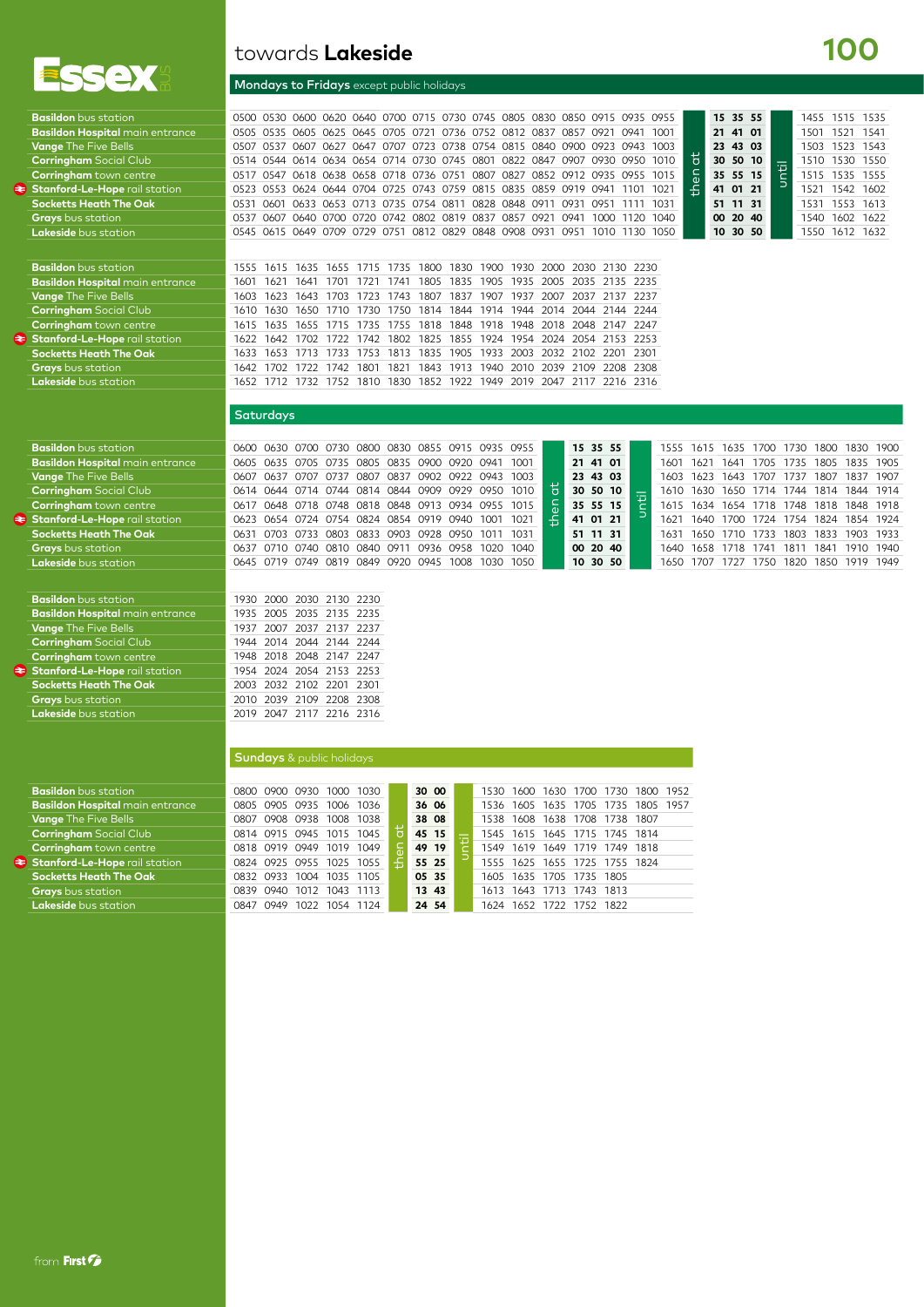# towards **Lakeside** 100

## Mondays to Fridays except public holidays

| | | | | | | | | | | | | | | | | | | | | | |
|---|---|---|---|---|---|---|---|---|---|---|---|---|---|---|---|---|---|---|---|---|---|
| **Basildon** bus station | 0500 | 0530 | 0600 | 0620 | 0640 | 0700 | 0715 | 0730 | 0745 | 0805 | 0830 | 0850 | 0915 | 0935 | 0955 | then at | **15 35 55** | until | 1455 | 1515 | 1535 |
| **Basildon Hospital** main entrance | 0505 | 0535 | 0605 | 0625 | 0645 | 0705 | 0721 | 0736 | 0752 | 0812 | 0837 | 0857 | 0921 | 0941 | 1001 | | **21 41 01** | | 1501 | 1521 | 1541 |
| **Vange** The Five Bells | 0507 | 0537 | 0607 | 0627 | 0647 | 0707 | 0723 | 0738 | 0754 | 0815 | 0840 | 0900 | 0923 | 0943 | 1003 | | **23 43 03** | | 1503 | 1523 | 1543 |
| **Corringham** Social Club | 0514 | 0544 | 0614 | 0634 | 0654 | 0714 | 0730 | 0745 | 0801 | 0822 | 0847 | 0907 | 0930 | 0950 | 1010 | | **30 50 10** | | 1510 | 1530 | 1550 |
| **Corringham** town centre | 0517 | 0547 | 0618 | 0638 | 0658 | 0718 | 0736 | 0751 | 0807 | 0827 | 0852 | 0912 | 0935 | 0955 | 1015 | | **35 55 15** | | 1515 | 1535 | 1555 |
| **Stanford-Le-Hope** rail station | 0523 | 0553 | 0624 | 0644 | 0704 | 0725 | 0743 | 0759 | 0815 | 0835 | 0859 | 0919 | 0941 | 1101 | 1021 | | **41 01 21** | | 1521 | 1542 | 1602 |
| **Socketts Heath The Oak** | 0531 | 0601 | 0633 | 0653 | 0713 | 0735 | 0754 | 0811 | 0828 | 0848 | 0911 | 0931 | 0951 | 1111 | 1031 | | **51 11 31** | | 1531 | 1553 | 1613 |
| **Grays** bus station | 0537 | 0607 | 0640 | 0700 | 0720 | 0742 | 0802 | 0819 | 0837 | 0857 | 0921 | 0941 | 1000 | 1120 | 1040 | | **00 20 40** | | 1540 | 1602 | 1622 |
| **Lakeside** bus station | 0545 | 0615 | 0649 | 0709 | 0729 | 0751 | 0812 | 0829 | 0848 | 0908 | 0931 | 0951 | 1010 | 1130 | 1050 | | **10 30 50** | | 1550 | 1612 | 1632 |

| | | | | | | | | | | | | | | |
|---|---|---|---|---|---|---|---|---|---|---|---|---|---|---|
| **Basildon** bus station | 1555 | 1615 | 1635 | 1655 | 1715 | 1735 | 1800 | 1830 | 1900 | 1930 | 2000 | 2030 | 2130 | 2230 |
| **Basildon Hospital** main entrance | 1601 | 1621 | 1641 | 1701 | 1721 | 1741 | 1805 | 1835 | 1905 | 1935 | 2005 | 2035 | 2135 | 2235 |
| **Vange** The Five Bells | 1603 | 1623 | 1643 | 1703 | 1723 | 1743 | 1807 | 1837 | 1907 | 1937 | 2007 | 2037 | 2137 | 2237 |
| **Corringham** Social Club | 1610 | 1630 | 1650 | 1710 | 1730 | 1750 | 1814 | 1844 | 1914 | 1944 | 2014 | 2044 | 2144 | 2244 |
| **Corringham** town centre | 1615 | 1635 | 1655 | 1715 | 1735 | 1755 | 1818 | 1848 | 1918 | 1948 | 2018 | 2048 | 2147 | 2247 |
| **Stanford-Le-Hope** rail station | 1622 | 1642 | 1702 | 1722 | 1742 | 1802 | 1825 | 1855 | 1924 | 1954 | 2024 | 2054 | 2153 | 2253 |
| **Socketts Heath The Oak** | 1633 | 1653 | 1713 | 1733 | 1753 | 1813 | 1835 | 1905 | 1933 | 2003 | 2032 | 2102 | 2201 | 2301 |
| **Grays** bus station | 1642 | 1702 | 1722 | 1742 | 1801 | 1821 | 1843 | 1913 | 1940 | 2010 | 2039 | 2109 | 2208 | 2308 |
| **Lakeside** bus station | 1652 | 1712 | 1732 | 1752 | 1810 | 1830 | 1852 | 1922 | 1949 | 2019 | 2047 | 2117 | 2216 | 2316 |

## Saturdays

| | | | | | | | | | | | | | | | | | | | | | | |
|---|---|---|---|---|---|---|---|---|---|---|---|---|---|---|---|---|---|---|---|---|---|---|
| **Basildon** bus station | 0600 | 0630 | 0700 | 0730 | 0800 | 0830 | 0855 | 0915 | 0935 | 0955 | then at | **15 35 55** | until | 1555 | 1615 | 1635 | 1700 | 1730 | 1800 | 1830 | 1900 |
| **Basildon Hospital** main entrance | 0605 | 0635 | 0705 | 0735 | 0805 | 0835 | 0900 | 0920 | 0941 | 1001 | | **21 41 01** | | 1601 | 1621 | 1641 | 1705 | 1735 | 1805 | 1835 | 1905 |
| **Vange** The Five Bells | 0607 | 0637 | 0707 | 0737 | 0807 | 0837 | 0902 | 0922 | 0943 | 1003 | | **23 43 03** | | 1603 | 1623 | 1643 | 1707 | 1737 | 1807 | 1837 | 1907 |
| **Corringham** Social Club | 0614 | 0644 | 0714 | 0744 | 0814 | 0844 | 0909 | 0929 | 0950 | 1010 | | **30 50 10** | | 1610 | 1630 | 1650 | 1714 | 1744 | 1814 | 1844 | 1914 |
| **Corringham** town centre | 0617 | 0648 | 0718 | 0748 | 0818 | 0848 | 0913 | 0934 | 0955 | 1015 | | **35 55 15** | | 1615 | 1634 | 1654 | 1718 | 1748 | 1818 | 1848 | 1918 |
| **Stanford-Le-Hope** rail station | 0623 | 0654 | 0724 | 0754 | 0824 | 0854 | 0919 | 0940 | 1001 | 1021 | | **41 01 21** | | 1621 | 1640 | 1700 | 1724 | 1754 | 1824 | 1854 | 1924 |
| **Socketts Heath The Oak** | 0631 | 0703 | 0733 | 0803 | 0833 | 0903 | 0928 | 0950 | 1011 | 1031 | | **51 11 31** | | 1631 | 1650 | 1710 | 1733 | 1803 | 1833 | 1903 | 1933 |
| **Grays** bus station | 0637 | 0710 | 0740 | 0810 | 0840 | 0911 | 0936 | 0958 | 1020 | 1040 | | **00 20 40** | | 1640 | 1658 | 1718 | 1741 | 1811 | 1841 | 1910 | 1940 |
| **Lakeside** bus station | 0645 | 0719 | 0749 | 0819 | 0849 | 0920 | 0945 | 1008 | 1030 | 1050 | | **10 30 50** | | 1650 | 1707 | 1727 | 1750 | 1820 | 1850 | 1919 | 1949 |

| | | | | | |
|---|---|---|---|---|---|
| **Basildon** bus station | 1930 | 2000 | 2030 | 2130 | 2230 |
| **Basildon Hospital** main entrance | 1935 | 2005 | 2035 | 2135 | 2235 |
| **Vange** The Five Bells | 1937 | 2007 | 2037 | 2137 | 2237 |
| **Corringham** Social Club | 1944 | 2014 | 2044 | 2144 | 2244 |
| **Corringham** town centre | 1948 | 2018 | 2048 | 2147 | 2247 |
| **Stanford-Le-Hope** rail station | 1954 | 2024 | 2054 | 2153 | 2253 |
| **Socketts Heath The Oak** | 2003 | 2032 | 2102 | 2201 | 2301 |
| **Grays** bus station | 2010 | 2039 | 2109 | 2208 | 2308 |
| **Lakeside** bus station | 2019 | 2047 | 2117 | 2216 | 2316 |

## Sundays & public holidays

| | | | | | | | | | | | | | | | |
|---|---|---|---|---|---|---|---|---|---|---|---|---|---|---|---|
| **Basildon** bus station | 0800 | 0900 | 0930 | 1000 | 1030 | then at | **30 00** | until | 1530 | 1600 | 1630 | 1700 | 1730 | 1800 | 1952 |
| **Basildon Hospital** main entrance | 0805 | 0905 | 0935 | 1006 | 1036 | | **36 06** | | 1536 | 1605 | 1635 | 1705 | 1735 | 1805 | 1957 |
| **Vange** The Five Bells | 0807 | 0908 | 0938 | 1008 | 1038 | | **38 08** | | 1538 | 1608 | 1638 | 1708 | 1738 | 1807 | |
| **Corringham** Social Club | 0814 | 0915 | 0945 | 1015 | 1045 | | **45 15** | | 1545 | 1615 | 1645 | 1715 | 1745 | 1814 | |
| **Corringham** town centre | 0818 | 0919 | 0949 | 1019 | 1049 | | **49 19** | | 1549 | 1619 | 1649 | 1719 | 1749 | 1818 | |
| **Stanford-Le-Hope** rail station | 0824 | 0925 | 0955 | 1025 | 1055 | | **55 25** | | 1555 | 1625 | 1655 | 1725 | 1755 | 1824 | |
| **Socketts Heath The Oak** | 0832 | 0933 | 1004 | 1035 | 1105 | | **05 35** | | 1605 | 1635 | 1705 | 1735 | 1805 | | |
| **Grays** bus station | 0839 | 0940 | 1012 | 1043 | 1113 | | **13 43** | | 1613 | 1643 | 1713 | 1743 | 1813 | | |
| **Lakeside** bus station | 0847 | 0949 | 1022 | 1054 | 1124 | | **24 54** | | 1624 | 1652 | 1722 | 1752 | 1822 | | |

from First